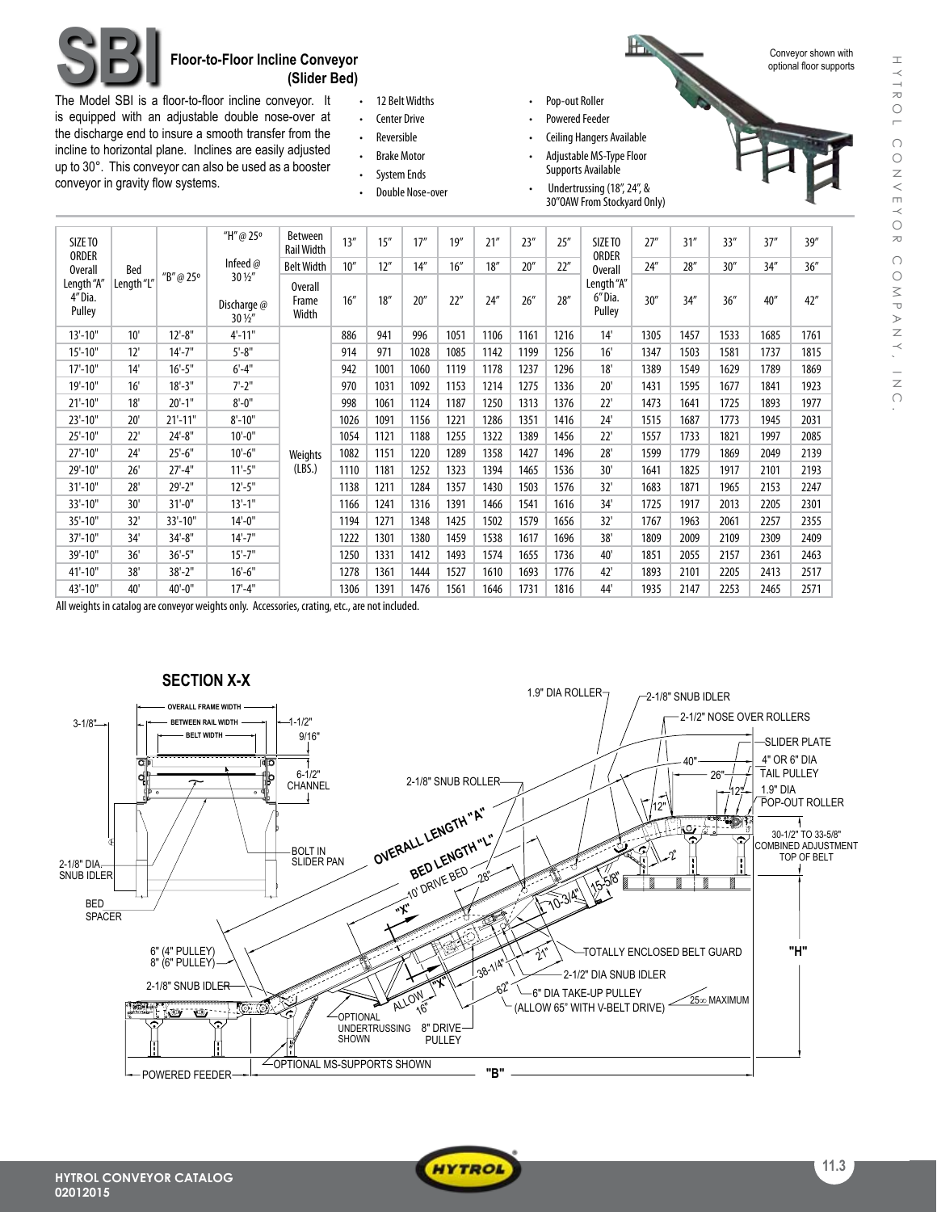# SBI Floor-to-Floor Incline Conveyor (Slider Bed)

The Model SBI is a floor-to-floor incline conveyor. It is equipped with an adjustable double nose-over at the discharge end to insure a smooth transfer from the incline to horizontal plane. Inclines are easily adjusted up to 30°. This conveyor can also be used as a booster conveyor in gravity flow systems.

- 12 Belt Widths
- Center Drive
- Reversible
- Brake Motor
- System Ends
- Double Nose-over
- Pop-out Roller
- Powered Feeder
- Ceiling Hangers Available
- Adjustable MS-Type Floor Supports Available
- Undertrussing (18", 24", & 30"OAW From Stockyard Only)

Conveyor shown with optional floor supports

| SIZE TO ORDER Overall Length "A" 4" Dia. Pulley | Bed Length "L" | "B" @ 25º | "H" @ 25º Infeed @ 30 ½" Discharge @ 30 ½" | Between Rail Width | 13" | 15" | 17" | 19" | 21" | 23" | 25" | SIZE TO ORDER Overall Length "A" 6" Dia. Pulley | 27" | 31" | 33" | 37" | 39" |
|---|---|---|---|---|---|---|---|---|---|---|---|---|---|---|---|---|---|
| | | | | Belt Width | 10" | 12" | 14" | 16" | 18" | 20" | 22" | | 24" | 28" | 30" | 34" | 36" |
| | | | | Overall Frame Width | 16" | 18" | 20" | 22" | 24" | 26" | 28" | | 30" | 34" | 36" | 40" | 42" |
| 13'-10" | 10' | 12'-8" | 4'-11" | Weights (LBS.) | 886 | 941 | 996 | 1051 | 1106 | 1161 | 1216 | 14' | 1305 | 1457 | 1533 | 1685 | 1761 |
| 15'-10" | 12' | 14'-7" | 5'-8" | | 914 | 971 | 1028 | 1085 | 1142 | 1199 | 1256 | 16' | 1347 | 1503 | 1581 | 1737 | 1815 |
| 17'-10" | 14' | 16'-5" | 6'-4" | | 942 | 1001 | 1060 | 1119 | 1178 | 1237 | 1296 | 18' | 1389 | 1549 | 1629 | 1789 | 1869 |
| 19'-10" | 16' | 18'-3" | 7'-2" | | 970 | 1031 | 1092 | 1153 | 1214 | 1275 | 1336 | 20' | 1431 | 1595 | 1677 | 1841 | 1923 |
| 21'-10" | 18' | 20'-1" | 8'-0" | | 998 | 1061 | 1124 | 1187 | 1250 | 1313 | 1376 | 22' | 1473 | 1641 | 1725 | 1893 | 1977 |
| 23'-10" | 20' | 21'-11" | 8'-10" | | 1026 | 1091 | 1156 | 1221 | 1286 | 1351 | 1416 | 24' | 1515 | 1687 | 1773 | 1945 | 2031 |
| 25'-10" | 22' | 24'-8" | 10'-0" | | 1054 | 1121 | 1188 | 1255 | 1322 | 1389 | 1456 | 22' | 1557 | 1733 | 1821 | 1997 | 2085 |
| 27'-10" | 24' | 25'-6" | 10'-6" | | 1082 | 1151 | 1220 | 1289 | 1358 | 1427 | 1496 | 28' | 1599 | 1779 | 1869 | 2049 | 2139 |
| 29'-10" | 26' | 27'-4" | 11'-5" | | 1110 | 1181 | 1252 | 1323 | 1394 | 1465 | 1536 | 30' | 1641 | 1825 | 1917 | 2101 | 2193 |
| 31'-10" | 28' | 29'-2" | 12'-5" | | 1138 | 1211 | 1284 | 1357 | 1430 | 1503 | 1576 | 32' | 1683 | 1871 | 1965 | 2153 | 2247 |
| 33'-10" | 30' | 31'-0" | 13'-1" | | 1166 | 1241 | 1316 | 1391 | 1466 | 1541 | 1616 | 34' | 1725 | 1917 | 2013 | 2205 | 2301 |
| 35'-10" | 32' | 33'-10" | 14'-0" | | 1194 | 1271 | 1348 | 1425 | 1502 | 1579 | 1656 | 32' | 1767 | 1963 | 2061 | 2257 | 2355 |
| 37'-10" | 34' | 34'-8" | 14'-7" | | 1222 | 1301 | 1380 | 1459 | 1538 | 1617 | 1696 | 38' | 1809 | 2009 | 2109 | 2309 | 2409 |
| 39'-10" | 36' | 36'-5" | 15'-7" | | 1250 | 1331 | 1412 | 1493 | 1574 | 1655 | 1736 | 40' | 1851 | 2055 | 2157 | 2361 | 2463 |
| 41'-10" | 38' | 38'-2" | 16'-6" | | 1278 | 1361 | 1444 | 1527 | 1610 | 1693 | 1776 | 42' | 1893 | 2101 | 2205 | 2413 | 2517 |
| 43'-10" | 40' | 40'-0" | 17'-4" | | 1306 | 1391 | 1476 | 1561 | 1646 | 1731 | 1816 | 44' | 1935 | 2147 | 2253 | 2465 | 2571 |

All weights in catalog are conveyor weights only. Accessories, crating, etc., are not included.

## SECTION X-X

OVERALL FRAME WIDTH, BETWEEN RAIL WIDTH, BELT WIDTH, 3-1/8", 1-1/2", 9/16", 6-1/2" CHANNEL, BOLT IN SLIDER PAN, 2-1/8" DIA. SNUB IDLER, BED SPACER

1.9" DIA ROLLER, 2-1/8" SNUB IDLER, 2-1/2" NOSE OVER ROLLERS, SLIDER PLATE, 4" OR 6" DIA TAIL PULLEY, 1.9" DIA POP-OUT ROLLER, 40", 26", 12", 12", 2", 30-1/2" TO 33-5/8" COMBINED ADJUSTMENT TOP OF BELT, "H"

2-1/8" SNUB ROLLER, OVERALL LENGTH "A", BED LENGTH "L", 10' DRIVE BED, 28", "X", 10-3/4", 15-5/8", 21", 38-1/4", 62", ALLOW 16", "X"

6" (4" PULLEY) 8" (6" PULLEY), 2-1/8" SNUB IDLER, OPTIONAL UNDERTRUSSING SHOWN, 8" DRIVE PULLEY, TOTALLY ENCLOSED BELT GUARD, 2-1/2" DIA SNUB IDLER, 6" DIA TAKE-UP PULLEY (ALLOW 65° WITH V-BELT DRIVE), 25° MAXIMUM

OPTIONAL MS-SUPPORTS SHOWN, POWERED FEEDER, "B"

HYTROL CONVEYOR CATALOG 02012015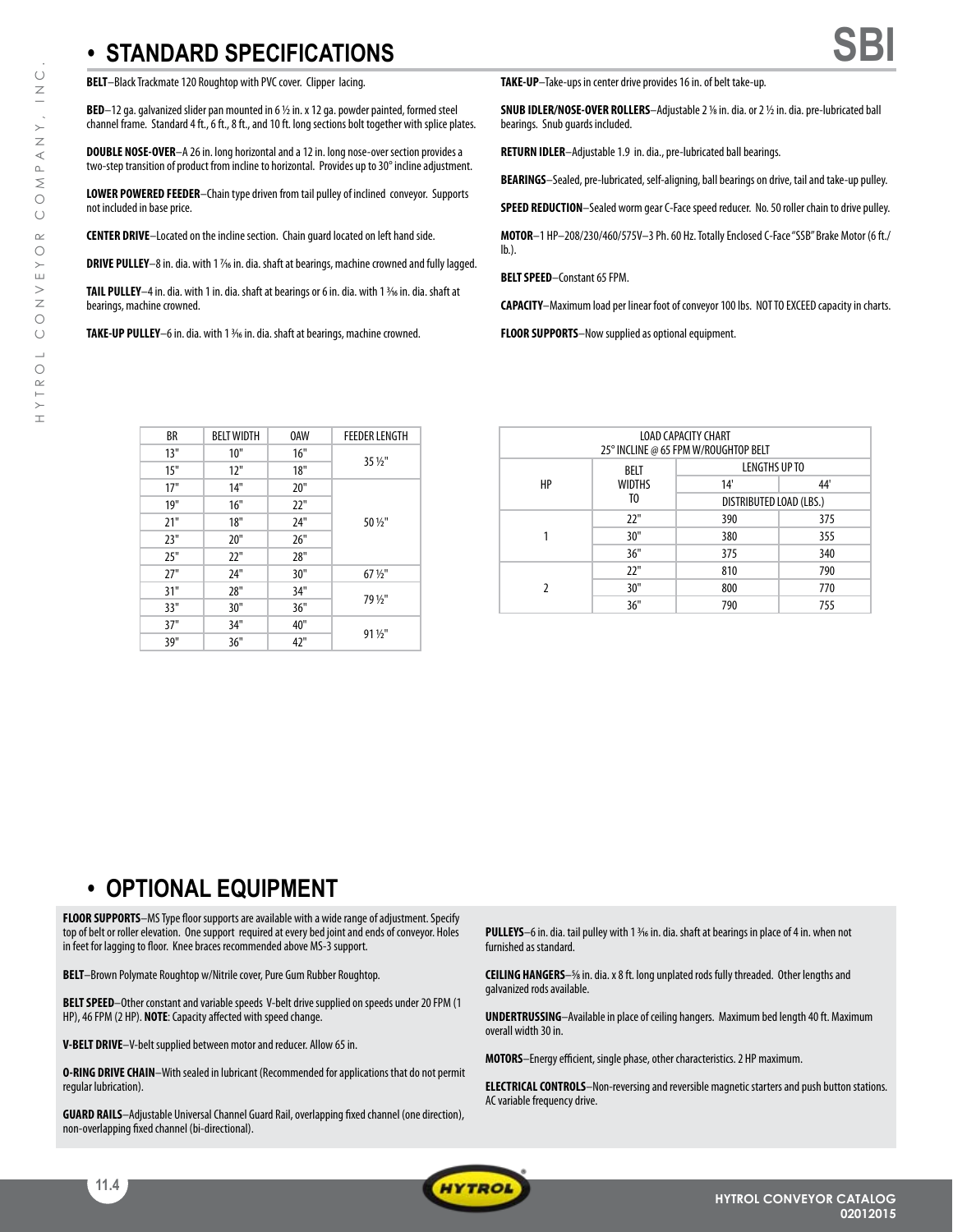# • STANDARD SPECIFICATIONS

## SBI

**BELT**–Black Trackmate 120 Roughtop with PVC cover. Clipper lacing.

**BED**–12 ga. galvanized slider pan mounted in 6 ½ in. x 12 ga. powder painted, formed steel channel frame. Standard 4 ft., 6 ft., 8 ft., and 10 ft. long sections bolt together with splice plates.

**DOUBLE NOSE-OVER**–A 26 in. long horizontal and a 12 in. long nose-over section provides a two-step transition of product from incline to horizontal. Provides up to 30° incline adjustment.

**LOWER POWERED FEEDER**–Chain type driven from tail pulley of inclined conveyor. Supports not included in base price.

**CENTER DRIVE**–Located on the incline section. Chain guard located on left hand side.

**DRIVE PULLEY**–8 in. dia. with 1 7⁄16 in. dia. shaft at bearings, machine crowned and fully lagged.

**TAIL PULLEY**–4 in. dia. with 1 in. dia. shaft at bearings or 6 in. dia. with 1 3⁄16 in. dia. shaft at bearings, machine crowned.

**TAKE-UP PULLEY**–6 in. dia. with 1 3⁄16 in. dia. shaft at bearings, machine crowned.

**TAKE-UP**–Take-ups in center drive provides 16 in. of belt take-up.

**SNUB IDLER/NOSE-OVER ROLLERS**–Adjustable 2 1⁄8 in. dia. or 2 ½ in. dia. pre-lubricated ball bearings. Snub guards included.

**RETURN IDLER**–Adjustable 1.9 in. dia., pre-lubricated ball bearings.

**BEARINGS**–Sealed, pre-lubricated, self-aligning, ball bearings on drive, tail and take-up pulley.

**SPEED REDUCTION**–Sealed worm gear C-Face speed reducer. No. 50 roller chain to drive pulley.

**MOTOR**–1 HP–208/230/460/575V–3 Ph. 60 Hz. Totally Enclosed C-Face "SSB" Brake Motor (6 ft./lb.).

**BELT SPEED**–Constant 65 FPM.

**CAPACITY**–Maximum load per linear foot of conveyor 100 lbs. NOT TO EXCEED capacity in charts.

**FLOOR SUPPORTS**–Now supplied as optional equipment.

| BR | BELT WIDTH | OAW | FEEDER LENGTH |
|---|---|---|---|
| 13" | 10" | 16" | 35 ½" |
| 15" | 12" | 18" | |
| 17" | 14" | 20" | 50 ½" |
| 19" | 16" | 22" | |
| 21" | 18" | 24" | |
| 23" | 20" | 26" | |
| 25" | 22" | 28" | |
| 27" | 24" | 30" | 67 ½" |
| 31" | 28" | 34" | 79 ½" |
| 33" | 30" | 36" | |
| 37" | 34" | 40" | 91 ½" |
| 39" | 36" | 42" | |

| LOAD CAPACITY CHART 25° INCLINE @ 65 FPM W/ROUGHTOP BELT | | | |
|---|---|---|---|
| HP | BELT WIDTHS TO | LENGTHS UP TO | |
| | | 14' | 44' |
| | | DISTRIBUTED LOAD (LBS.) | |
| 1 | 22" | 390 | 375 |
| | 30" | 380 | 355 |
| | 36" | 375 | 340 |
| 2 | 22" | 810 | 790 |
| | 30" | 800 | 770 |
| | 36" | 790 | 755 |

# • OPTIONAL EQUIPMENT

**FLOOR SUPPORTS**–MS Type floor supports are available with a wide range of adjustment. Specify top of belt or roller elevation. One support required at every bed joint and ends of conveyor. Holes in feet for lagging to floor. Knee braces recommended above MS-3 support.

**BELT**–Brown Polymate Roughtop w/Nitrile cover, Pure Gum Rubber Roughtop.

**BELT SPEED**–Other constant and variable speeds V-belt drive supplied on speeds under 20 FPM (1 HP), 46 FPM (2 HP). **NOTE**: Capacity affected with speed change.

**V-BELT DRIVE**–V-belt supplied between motor and reducer. Allow 65 in.

**O-RING DRIVE CHAIN**–With sealed in lubricant (Recommended for applications that do not permit regular lubrication).

**GUARD RAILS**–Adjustable Universal Channel Guard Rail, overlapping fixed channel (one direction), non-overlapping fixed channel (bi-directional).

**PULLEYS**–6 in. dia. tail pulley with 1 3⁄16 in. dia. shaft at bearings in place of 4 in. when not furnished as standard.

**CEILING HANGERS**–5⁄8 in. dia. x 8 ft. long unplated rods fully threaded. Other lengths and galvanized rods available.

**UNDERTRUSSING**–Available in place of ceiling hangers. Maximum bed length 40 ft. Maximum overall width 30 in.

**MOTORS**–Energy efficient, single phase, other characteristics. 2 HP maximum.

**ELECTRICAL CONTROLS**–Non-reversing and reversible magnetic starters and push button stations. AC variable frequency drive.